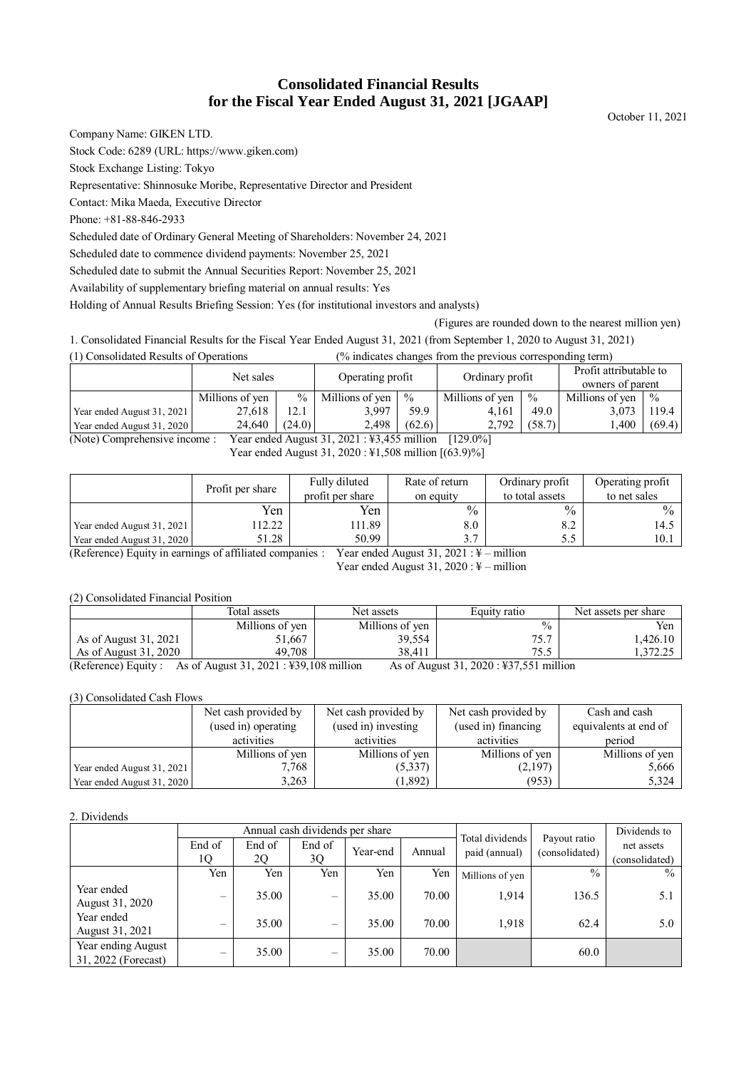# Consolidated Financial Results for the Fiscal Year Ended August 31, 2021 [JGAAP]

October 11, 2021

Company Name: GIKEN LTD.

Stock Code: 6289 (URL: https://www.giken.com)

Stock Exchange Listing: Tokyo

Representative: Shinnosuke Moribe, Representative Director and President

Contact: Mika Maeda, Executive Director

Phone: +81-88-846-2933

Scheduled date of Ordinary General Meeting of Shareholders: November 24, 2021

Scheduled date to commence dividend payments: November 25, 2021

Scheduled date to submit the Annual Securities Report: November 25, 2021

Availability of supplementary briefing material on annual results: Yes

Holding of Annual Results Briefing Session: Yes (for institutional investors and analysts)

(Figures are rounded down to the nearest million yen)

1. Consolidated Financial Results for the Fiscal Year Ended August 31, 2021 (from September 1, 2020 to August 31, 2021)

(1) Consolidated Results of Operations (% indicates changes from the previous corresponding term)

| | Net sales | | Operating profit | | Ordinary profit | | Profit attributable to owners of parent | |
|---|---|---|---|---|---|---|---|---|
| | Millions of yen | % | Millions of yen | % | Millions of yen | % | Millions of yen | % |
| Year ended August 31, 2021 | 27,618 | 12.1 | 3,997 | 59.9 | 4,161 | 49.0 | 3,073 | 119.4 |
| Year ended August 31, 2020 | 24,640 | (24.0) | 2,498 | (62.6) | 2,792 | (58.7) | 1,400 | (69.4) |

(Note) Comprehensive income : Year ended August 31, 2021 : ¥3,455 million [129.0%]
Year ended August 31, 2020 : ¥1,508 million [(63.9)%]

| | Profit per share | Fully diluted profit per share | Rate of return on equity | Ordinary profit to total assets | Operating profit to net sales |
|---|---|---|---|---|---|
| | Yen | Yen | % | % | % |
| Year ended August 31, 2021 | 112.22 | 111.89 | 8.0 | 8.2 | 14.5 |
| Year ended August 31, 2020 | 51.28 | 50.99 | 3.7 | 5.5 | 10.1 |

(Reference) Equity in earnings of affiliated companies : Year ended August 31, 2021 : ¥ – million
Year ended August 31, 2020 : ¥ – million

(2) Consolidated Financial Position

| | Total assets | Net assets | Equity ratio | Net assets per share |
|---|---|---|---|---|
| | Millions of yen | Millions of yen | % | Yen |
| As of August 31, 2021 | 51,667 | 39,554 | 75.7 | 1,426.10 |
| As of August 31, 2020 | 49,708 | 38,411 | 75.5 | 1,372.25 |

(Reference) Equity : As of August 31, 2021 : ¥39,108 million As of August 31, 2020 : ¥37,551 million

(3) Consolidated Cash Flows

| | Net cash provided by (used in) operating activities | Net cash provided by (used in) investing activities | Net cash provided by (used in) financing activities | Cash and cash equivalents at end of period |
|---|---|---|---|---|
| | Millions of yen | Millions of yen | Millions of yen | Millions of yen |
| Year ended August 31, 2021 | 7,768 | (5,337) | (2,197) | 5,666 |
| Year ended August 31, 2020 | 3,263 | (1,892) | (953) | 5,324 |

2. Dividends

| | Annual cash dividends per share | | | | | Total dividends paid (annual) | Payout ratio (consolidated) | Dividends to net assets (consolidated) |
|---|---|---|---|---|---|---|---|---|
| | End of 1Q | End of 2Q | End of 3Q | Year-end | Annual | | | |
| | Yen | Yen | Yen | Yen | Yen | Millions of yen | % | % |
| Year ended August 31, 2020 | – | 35.00 | – | 35.00 | 70.00 | 1,914 | 136.5 | 5.1 |
| Year ended August 31, 2021 | – | 35.00 | – | 35.00 | 70.00 | 1,918 | 62.4 | 5.0 |
| Year ending August 31, 2022 (Forecast) | – | 35.00 | – | 35.00 | 70.00 | | 60.0 | |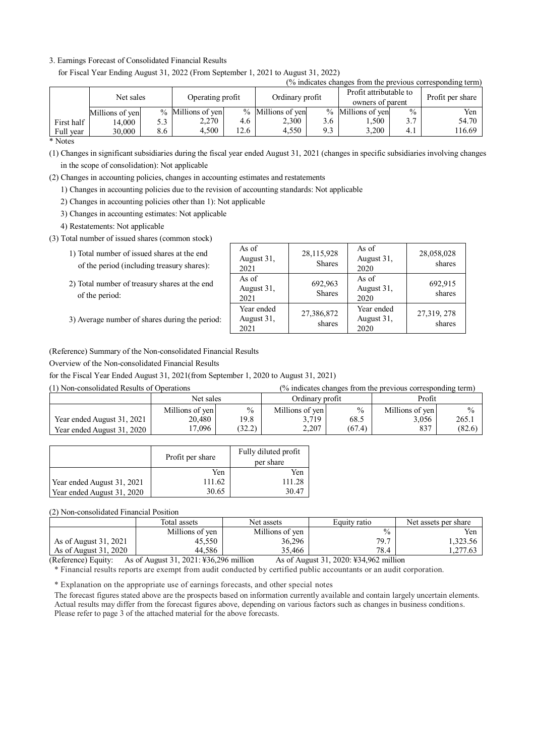3. Earnings Forecast of Consolidated Financial Results

for Fiscal Year Ending August 31, 2022 (From September 1, 2021 to August 31, 2022)

(% indicates changes from the previous corresponding term)

| | Net sales | | Operating profit | | Ordinary profit | | Profit attributable to owners of parent | | Profit per share |
|---|---|---|---|---|---|---|---|---|---|
| | Millions of yen | % | Millions of yen | % | Millions of yen | % | Millions of yen | % | Yen |
| First half | 14,000 | 5.3 | 2,270 | 4.6 | 2,300 | 3.6 | 1,500 | 3.7 | 54.70 |
| Full year | 30,000 | 8.6 | 4,500 | 12.6 | 4,550 | 9.3 | 3,200 | 4.1 | 116.69 |

\* Notes

(1) Changes in significant subsidiaries during the fiscal year ended August 31, 2021 (changes in specific subsidiaries involving changes in the scope of consolidation): Not applicable

(2) Changes in accounting policies, changes in accounting estimates and restatements

1) Changes in accounting policies due to the revision of accounting standards: Not applicable

2) Changes in accounting policies other than 1): Not applicable

3) Changes in accounting estimates: Not applicable

4) Restatements: Not applicable

(3) Total number of issued shares (common stock)

| | | | | |
|---|---|---|---|---|
| 1) Total number of issued shares at the end of the period (including treasury shares): | As of August 31, 2021 | 28,115,928 Shares | As of August 31, 2020 | 28,058,028 shares |
| 2) Total number of treasury shares at the end of the period: | As of August 31, 2021 | 692,963 Shares | As of August 31, 2020 | 692,915 shares |
| 3) Average number of shares during the period: | Year ended August 31, 2021 | 27,386,872 shares | Year ended August 31, 2020 | 27,319, 278 shares |

(Reference) Summary of the Non-consolidated Financial Results

Overview of the Non-consolidated Financial Results

for the Fiscal Year Ended August 31, 2021(from September 1, 2020 to August 31, 2021)

(1) Non-consolidated Results of Operations (% indicates changes from the previous corresponding term)

| | Net sales | | Ordinary profit | | Profit | |
|---|---|---|---|---|---|---|
| | Millions of yen | % | Millions of yen | % | Millions of yen | % |
| Year ended August 31, 2021 | 20,480 | 19.8 | 3,719 | 68.5 | 3,056 | 265.1 |
| Year ended August 31, 2020 | 17,096 | (32.2) | 2,207 | (67.4) | 837 | (82.6) |

| | Profit per share | Fully diluted profit per share |
|---|---|---|
| | Yen | Yen |
| Year ended August 31, 2021 | 111.62 | 111.28 |
| Year ended August 31, 2020 | 30.65 | 30.47 |

(2) Non-consolidated Financial Position

| | Total assets | Net assets | Equity ratio | Net assets per share |
|---|---|---|---|---|
| | Millions of yen | Millions of yen | % | Yen |
| As of August 31, 2021 | 45,550 | 36,296 | 79.7 | 1,323.56 |
| As of August 31, 2020 | 44,586 | 35,466 | 78.4 | 1,277.63 |

(Reference) Equity: As of August 31, 2021: ¥36,296 million As of August 31, 2020: ¥34,962 million

\* Financial results reports are exempt from audit conducted by certified public accountants or an audit corporation.

\* Explanation on the appropriate use of earnings forecasts, and other special notes

The forecast figures stated above are the prospects based on information currently available and contain largely uncertain elements. Actual results may differ from the forecast figures above, depending on various factors such as changes in business conditions. Please refer to page 3 of the attached material for the above forecasts.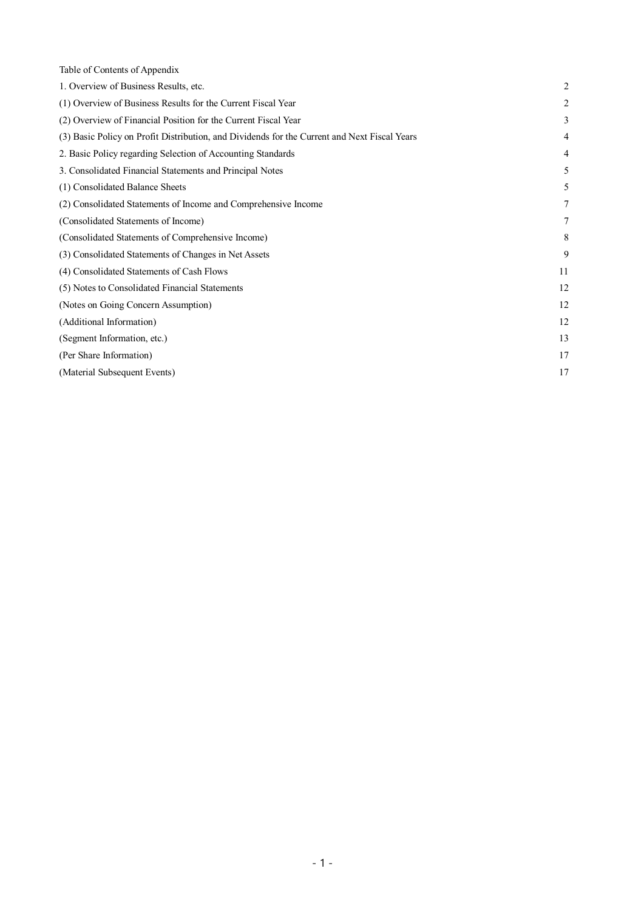Table of Contents of Appendix

| | |
|---|---|
| 1. Overview of Business Results, etc. | 2 |
| (1) Overview of Business Results for the Current Fiscal Year | 2 |
| (2) Overview of Financial Position for the Current Fiscal Year | 3 |
| (3) Basic Policy on Profit Distribution, and Dividends for the Current and Next Fiscal Years | 4 |
| 2. Basic Policy regarding Selection of Accounting Standards | 4 |
| 3. Consolidated Financial Statements and Principal Notes | 5 |
| (1) Consolidated Balance Sheets | 5 |
| (2) Consolidated Statements of Income and Comprehensive Income | 7 |
| (Consolidated Statements of Income) | 7 |
| (Consolidated Statements of Comprehensive Income) | 8 |
| (3) Consolidated Statements of Changes in Net Assets | 9 |
| (4) Consolidated Statements of Cash Flows | 11 |
| (5) Notes to Consolidated Financial Statements | 12 |
| (Notes on Going Concern Assumption) | 12 |
| (Additional Information) | 12 |
| (Segment Information, etc.) | 13 |
| (Per Share Information) | 17 |
| (Material Subsequent Events) | 17 |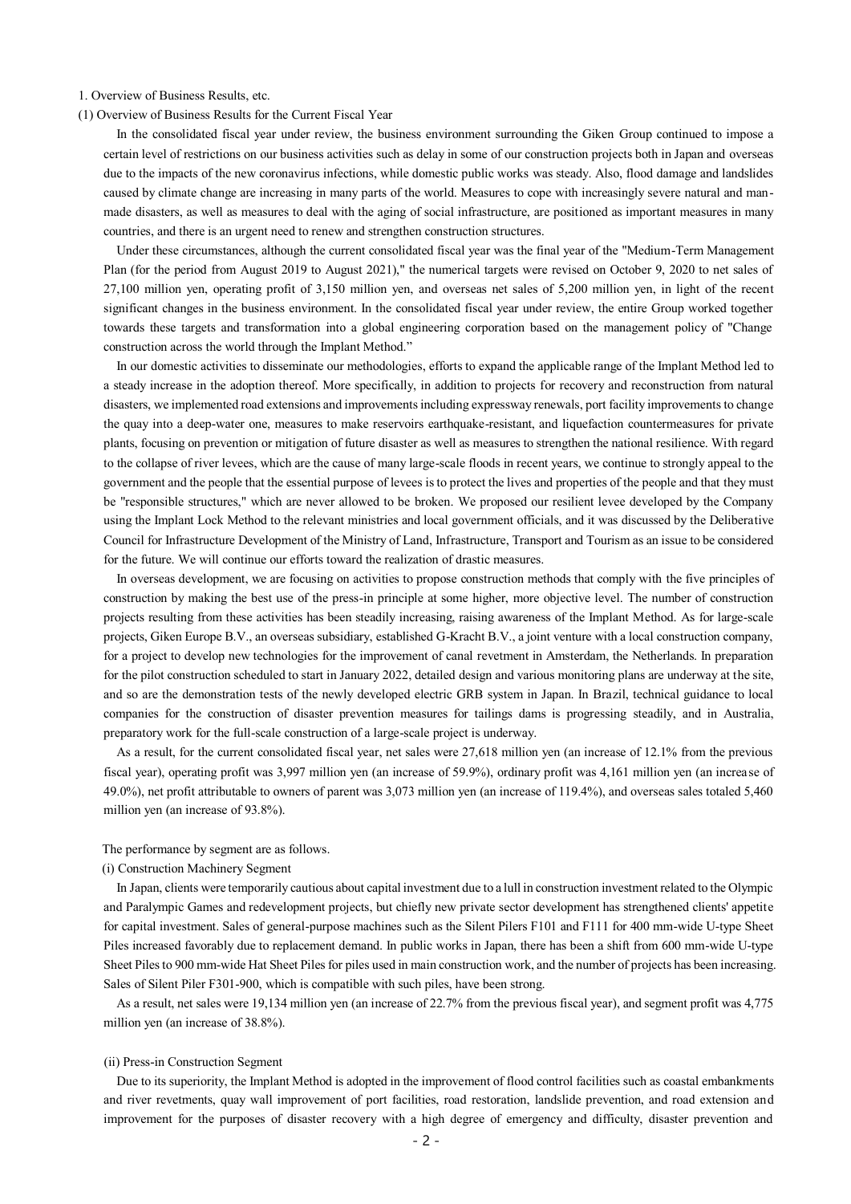1. Overview of Business Results, etc.

(1) Overview of Business Results for the Current Fiscal Year

In the consolidated fiscal year under review, the business environment surrounding the Giken Group continued to impose a certain level of restrictions on our business activities such as delay in some of our construction projects both in Japan and overseas due to the impacts of the new coronavirus infections, while domestic public works was steady. Also, flood damage and landslides caused by climate change are increasing in many parts of the world. Measures to cope with increasingly severe natural and man-made disasters, as well as measures to deal with the aging of social infrastructure, are positioned as important measures in many countries, and there is an urgent need to renew and strengthen construction structures.

Under these circumstances, although the current consolidated fiscal year was the final year of the "Medium-Term Management Plan (for the period from August 2019 to August 2021)," the numerical targets were revised on October 9, 2020 to net sales of 27,100 million yen, operating profit of 3,150 million yen, and overseas net sales of 5,200 million yen, in light of the recent significant changes in the business environment. In the consolidated fiscal year under review, the entire Group worked together towards these targets and transformation into a global engineering corporation based on the management policy of "Change construction across the world through the Implant Method."

In our domestic activities to disseminate our methodologies, efforts to expand the applicable range of the Implant Method led to a steady increase in the adoption thereof. More specifically, in addition to projects for recovery and reconstruction from natural disasters, we implemented road extensions and improvements including expressway renewals, port facility improvements to change the quay into a deep-water one, measures to make reservoirs earthquake-resistant, and liquefaction countermeasures for private plants, focusing on prevention or mitigation of future disaster as well as measures to strengthen the national resilience. With regard to the collapse of river levees, which are the cause of many large-scale floods in recent years, we continue to strongly appeal to the government and the people that the essential purpose of levees is to protect the lives and properties of the people and that they must be "responsible structures," which are never allowed to be broken. We proposed our resilient levee developed by the Company using the Implant Lock Method to the relevant ministries and local government officials, and it was discussed by the Deliberative Council for Infrastructure Development of the Ministry of Land, Infrastructure, Transport and Tourism as an issue to be considered for the future. We will continue our efforts toward the realization of drastic measures.

In overseas development, we are focusing on activities to propose construction methods that comply with the five principles of construction by making the best use of the press-in principle at some higher, more objective level. The number of construction projects resulting from these activities has been steadily increasing, raising awareness of the Implant Method. As for large-scale projects, Giken Europe B.V., an overseas subsidiary, established G-Kracht B.V., a joint venture with a local construction company, for a project to develop new technologies for the improvement of canal revetment in Amsterdam, the Netherlands. In preparation for the pilot construction scheduled to start in January 2022, detailed design and various monitoring plans are underway at the site, and so are the demonstration tests of the newly developed electric GRB system in Japan. In Brazil, technical guidance to local companies for the construction of disaster prevention measures for tailings dams is progressing steadily, and in Australia, preparatory work for the full-scale construction of a large-scale project is underway.

As a result, for the current consolidated fiscal year, net sales were 27,618 million yen (an increase of 12.1% from the previous fiscal year), operating profit was 3,997 million yen (an increase of 59.9%), ordinary profit was 4,161 million yen (an increase of 49.0%), net profit attributable to owners of parent was 3,073 million yen (an increase of 119.4%), and overseas sales totaled 5,460 million yen (an increase of 93.8%).

The performance by segment are as follows.

(i) Construction Machinery Segment

In Japan, clients were temporarily cautious about capital investment due to a lull in construction investment related to the Olympic and Paralympic Games and redevelopment projects, but chiefly new private sector development has strengthened clients' appetite for capital investment. Sales of general-purpose machines such as the Silent Pilers F101 and F111 for 400 mm-wide U-type Sheet Piles increased favorably due to replacement demand. In public works in Japan, there has been a shift from 600 mm-wide U-type Sheet Piles to 900 mm-wide Hat Sheet Piles for piles used in main construction work, and the number of projects has been increasing. Sales of Silent Piler F301-900, which is compatible with such piles, have been strong.

As a result, net sales were 19,134 million yen (an increase of 22.7% from the previous fiscal year), and segment profit was 4,775 million yen (an increase of 38.8%).

(ii) Press-in Construction Segment

Due to its superiority, the Implant Method is adopted in the improvement of flood control facilities such as coastal embankments and river revetments, quay wall improvement of port facilities, road restoration, landslide prevention, and road extension and improvement for the purposes of disaster recovery with a high degree of emergency and difficulty, disaster prevention and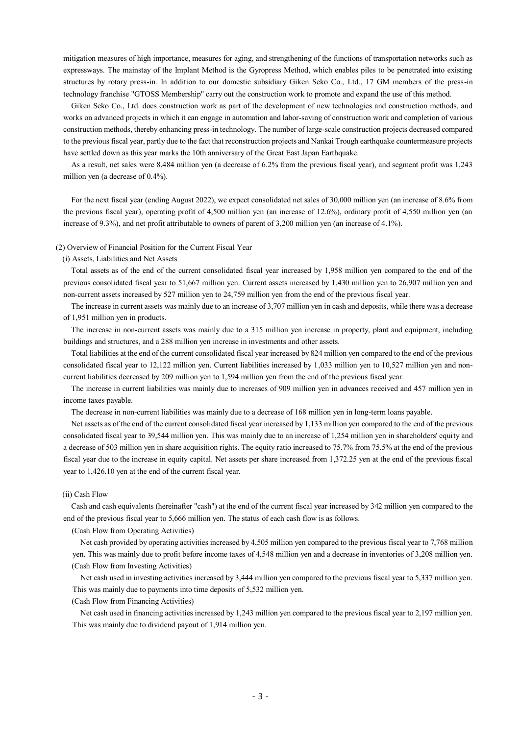mitigation measures of high importance, measures for aging, and strengthening of the functions of transportation networks such as expressways. The mainstay of the Implant Method is the Gyropress Method, which enables piles to be penetrated into existing structures by rotary press-in. In addition to our domestic subsidiary Giken Seko Co., Ltd., 17 GM members of the press-in technology franchise "GTOSS Membership" carry out the construction work to promote and expand the use of this method.

Giken Seko Co., Ltd. does construction work as part of the development of new technologies and construction methods, and works on advanced projects in which it can engage in automation and labor-saving of construction work and completion of various construction methods, thereby enhancing press-in technology. The number of large-scale construction projects decreased compared to the previous fiscal year, partly due to the fact that reconstruction projects and Nankai Trough earthquake countermeasure projects have settled down as this year marks the 10th anniversary of the Great East Japan Earthquake.

As a result, net sales were 8,484 million yen (a decrease of 6.2% from the previous fiscal year), and segment profit was 1,243 million yen (a decrease of 0.4%).

For the next fiscal year (ending August 2022), we expect consolidated net sales of 30,000 million yen (an increase of 8.6% from the previous fiscal year), operating profit of 4,500 million yen (an increase of 12.6%), ordinary profit of 4,550 million yen (an increase of 9.3%), and net profit attributable to owners of parent of 3,200 million yen (an increase of 4.1%).

(2) Overview of Financial Position for the Current Fiscal Year

(i) Assets, Liabilities and Net Assets

Total assets as of the end of the current consolidated fiscal year increased by 1,958 million yen compared to the end of the previous consolidated fiscal year to 51,667 million yen. Current assets increased by 1,430 million yen to 26,907 million yen and non-current assets increased by 527 million yen to 24,759 million yen from the end of the previous fiscal year.

The increase in current assets was mainly due to an increase of 3,707 million yen in cash and deposits, while there was a decrease of 1,951 million yen in products.

The increase in non-current assets was mainly due to a 315 million yen increase in property, plant and equipment, including buildings and structures, and a 288 million yen increase in investments and other assets.

Total liabilities at the end of the current consolidated fiscal year increased by 824 million yen compared to the end of the previous consolidated fiscal year to 12,122 million yen. Current liabilities increased by 1,033 million yen to 10,527 million yen and non-current liabilities decreased by 209 million yen to 1,594 million yen from the end of the previous fiscal year.

The increase in current liabilities was mainly due to increases of 909 million yen in advances received and 457 million yen in income taxes payable.

The decrease in non-current liabilities was mainly due to a decrease of 168 million yen in long-term loans payable.

Net assets as of the end of the current consolidated fiscal year increased by 1,133 million yen compared to the end of the previous consolidated fiscal year to 39,544 million yen. This was mainly due to an increase of 1,254 million yen in shareholders' equity and a decrease of 503 million yen in share acquisition rights. The equity ratio increased to 75.7% from 75.5% at the end of the previous fiscal year due to the increase in equity capital. Net assets per share increased from 1,372.25 yen at the end of the previous fiscal year to 1,426.10 yen at the end of the current fiscal year.

(ii) Cash Flow

Cash and cash equivalents (hereinafter "cash") at the end of the current fiscal year increased by 342 million yen compared to the end of the previous fiscal year to 5,666 million yen. The status of each cash flow is as follows.

(Cash Flow from Operating Activities)

Net cash provided by operating activities increased by 4,505 million yen compared to the previous fiscal year to 7,768 million yen. This was mainly due to profit before income taxes of 4,548 million yen and a decrease in inventories of 3,208 million yen.

(Cash Flow from Investing Activities)

Net cash used in investing activities increased by 3,444 million yen compared to the previous fiscal year to 5,337 million yen. This was mainly due to payments into time deposits of 5,532 million yen.

(Cash Flow from Financing Activities)

Net cash used in financing activities increased by 1,243 million yen compared to the previous fiscal year to 2,197 million yen. This was mainly due to dividend payout of 1,914 million yen.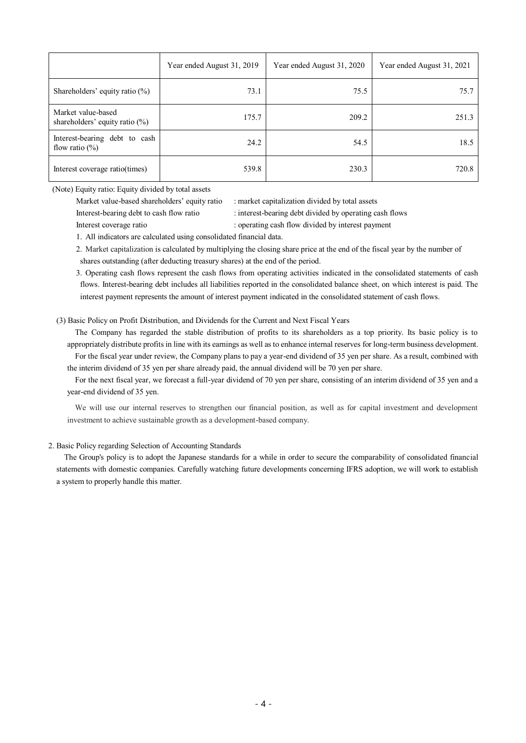| | Year ended August 31, 2019 | Year ended August 31, 2020 | Year ended August 31, 2021 |
|---|---|---|---|
| Shareholders' equity ratio (%) | 73.1 | 75.5 | 75.7 |
| Market value-based shareholders' equity ratio (%) | 175.7 | 209.2 | 251.3 |
| Interest-bearing debt to cash flow ratio (%) | 24.2 | 54.5 | 18.5 |
| Interest coverage ratio(times) | 539.8 | 230.3 | 720.8 |

(Note) Equity ratio: Equity divided by total assets

Market value-based shareholders' equity ratio : market capitalization divided by total assets

Interest-bearing debt to cash flow ratio : interest-bearing debt divided by operating cash flows

Interest coverage ratio : operating cash flow divided by interest payment

1. All indicators are calculated using consolidated financial data.
2. Market capitalization is calculated by multiplying the closing share price at the end of the fiscal year by the number of shares outstanding (after deducting treasury shares) at the end of the period.
3. Operating cash flows represent the cash flows from operating activities indicated in the consolidated statements of cash flows. Interest-bearing debt includes all liabilities reported in the consolidated balance sheet, on which interest is paid. The interest payment represents the amount of interest payment indicated in the consolidated statement of cash flows.

(3) Basic Policy on Profit Distribution, and Dividends for the Current and Next Fiscal Years

The Company has regarded the stable distribution of profits to its shareholders as a top priority. Its basic policy is to appropriately distribute profits in line with its earnings as well as to enhance internal reserves for long-term business development.

For the fiscal year under review, the Company plans to pay a year-end dividend of 35 yen per share. As a result, combined with the interim dividend of 35 yen per share already paid, the annual dividend will be 70 yen per share.

For the next fiscal year, we forecast a full-year dividend of 70 yen per share, consisting of an interim dividend of 35 yen and a year-end dividend of 35 yen.

We will use our internal reserves to strengthen our financial position, as well as for capital investment and development investment to achieve sustainable growth as a development-based company.

2. Basic Policy regarding Selection of Accounting Standards

The Group's policy is to adopt the Japanese standards for a while in order to secure the comparability of consolidated financial statements with domestic companies. Carefully watching future developments concerning IFRS adoption, we will work to establish a system to properly handle this matter.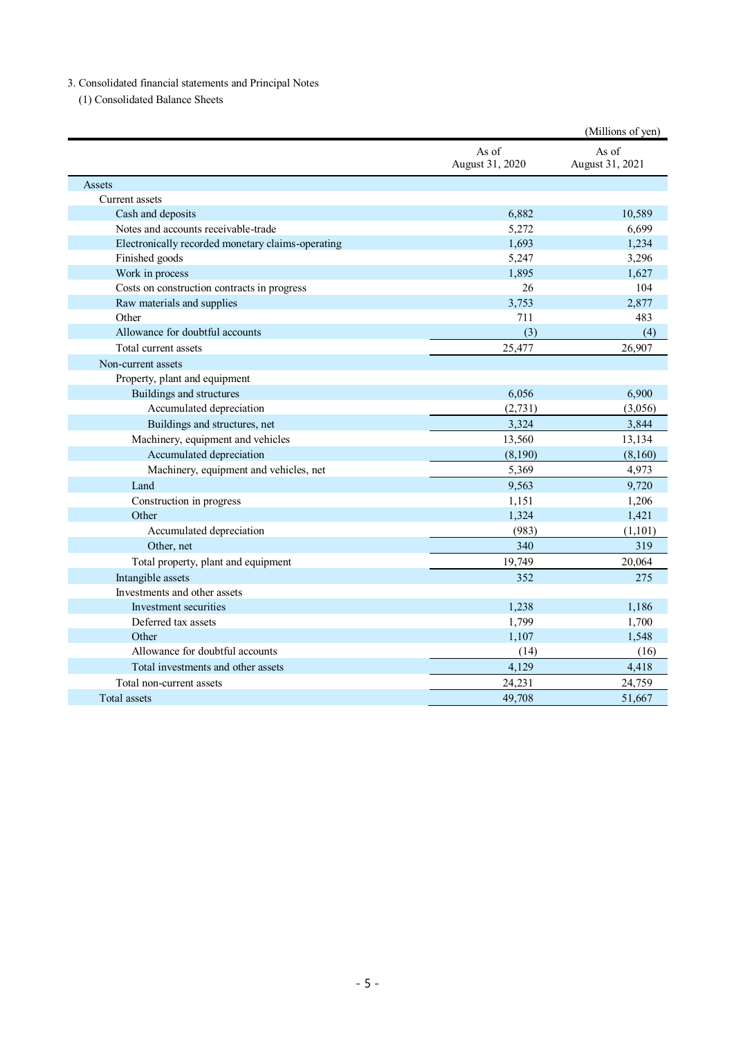3. Consolidated financial statements and Principal Notes

(1) Consolidated Balance Sheets

(Millions of yen)

| | As of August 31, 2020 | As of August 31, 2021 |
|---|---|---|
| Assets | | |
| Current assets | | |
| Cash and deposits | 6,882 | 10,589 |
| Notes and accounts receivable-trade | 5,272 | 6,699 |
| Electronically recorded monetary claims-operating | 1,693 | 1,234 |
| Finished goods | 5,247 | 3,296 |
| Work in process | 1,895 | 1,627 |
| Costs on construction contracts in progress | 26 | 104 |
| Raw materials and supplies | 3,753 | 2,877 |
| Other | 711 | 483 |
| Allowance for doubtful accounts | (3) | (4) |
| Total current assets | 25,477 | 26,907 |
| Non-current assets | | |
| Property, plant and equipment | | |
| Buildings and structures | 6,056 | 6,900 |
| Accumulated depreciation | (2,731) | (3,056) |
| Buildings and structures, net | 3,324 | 3,844 |
| Machinery, equipment and vehicles | 13,560 | 13,134 |
| Accumulated depreciation | (8,190) | (8,160) |
| Machinery, equipment and vehicles, net | 5,369 | 4,973 |
| Land | 9,563 | 9,720 |
| Construction in progress | 1,151 | 1,206 |
| Other | 1,324 | 1,421 |
| Accumulated depreciation | (983) | (1,101) |
| Other, net | 340 | 319 |
| Total property, plant and equipment | 19,749 | 20,064 |
| Intangible assets | 352 | 275 |
| Investments and other assets | | |
| Investment securities | 1,238 | 1,186 |
| Deferred tax assets | 1,799 | 1,700 |
| Other | 1,107 | 1,548 |
| Allowance for doubtful accounts | (14) | (16) |
| Total investments and other assets | 4,129 | 4,418 |
| Total non-current assets | 24,231 | 24,759 |
| Total assets | 49,708 | 51,667 |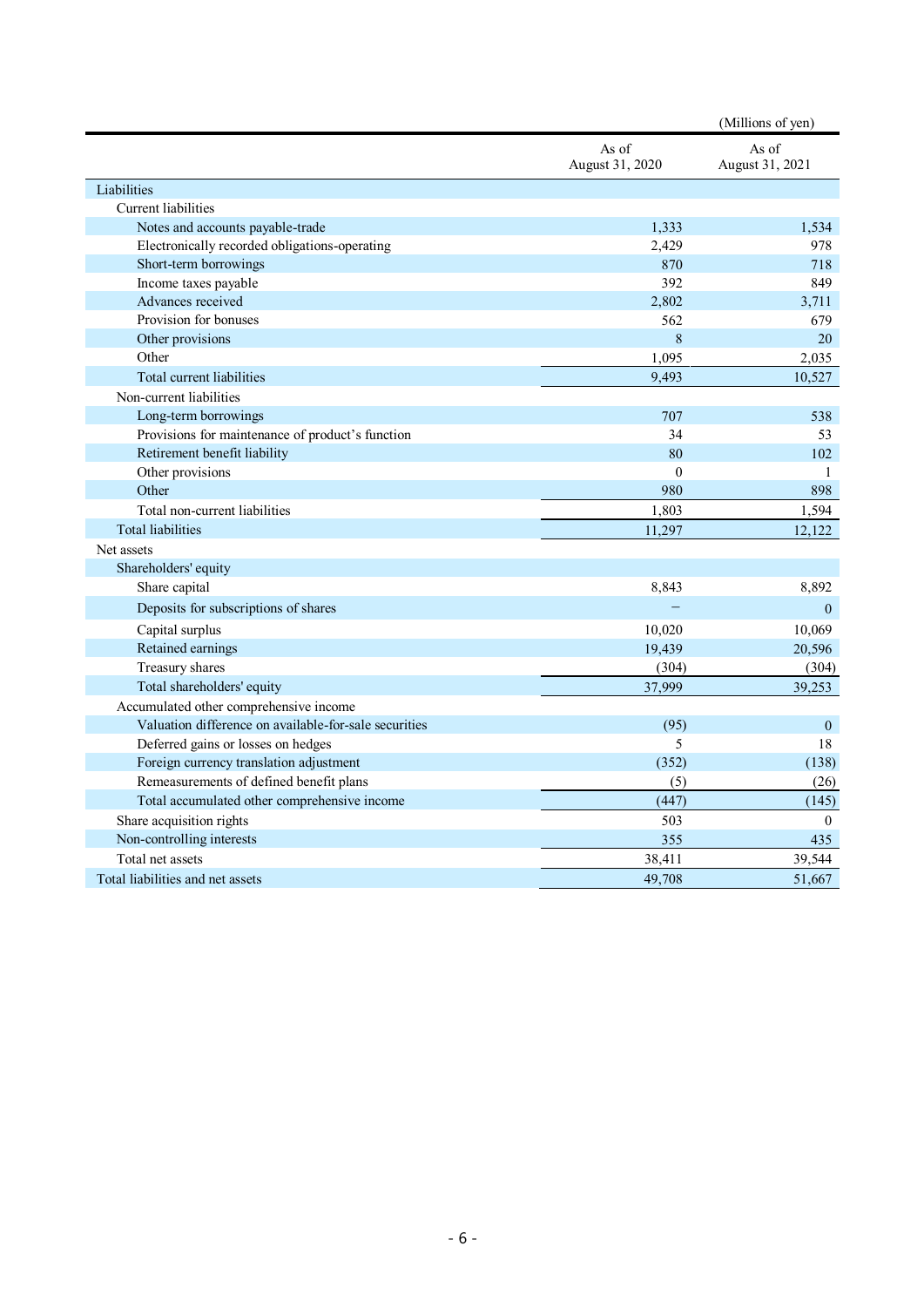(Millions of yen)

| | As of August 31, 2020 | As of August 31, 2021 |
|---|---|---|
| Liabilities | | |
| Current liabilities | | |
| Notes and accounts payable-trade | 1,333 | 1,534 |
| Electronically recorded obligations-operating | 2,429 | 978 |
| Short-term borrowings | 870 | 718 |
| Income taxes payable | 392 | 849 |
| Advances received | 2,802 | 3,711 |
| Provision for bonuses | 562 | 679 |
| Other provisions | 8 | 20 |
| Other | 1,095 | 2,035 |
| Total current liabilities | 9,493 | 10,527 |
| Non-current liabilities | | |
| Long-term borrowings | 707 | 538 |
| Provisions for maintenance of product's function | 34 | 53 |
| Retirement benefit liability | 80 | 102 |
| Other provisions | 0 | 1 |
| Other | 980 | 898 |
| Total non-current liabilities | 1,803 | 1,594 |
| Total liabilities | 11,297 | 12,122 |
| Net assets | | |
| Shareholders' equity | | |
| Share capital | 8,843 | 8,892 |
| Deposits for subscriptions of shares | − | 0 |
| Capital surplus | 10,020 | 10,069 |
| Retained earnings | 19,439 | 20,596 |
| Treasury shares | (304) | (304) |
| Total shareholders' equity | 37,999 | 39,253 |
| Accumulated other comprehensive income | | |
| Valuation difference on available-for-sale securities | (95) | 0 |
| Deferred gains or losses on hedges | 5 | 18 |
| Foreign currency translation adjustment | (352) | (138) |
| Remeasurements of defined benefit plans | (5) | (26) |
| Total accumulated other comprehensive income | (447) | (145) |
| Share acquisition rights | 503 | 0 |
| Non-controlling interests | 355 | 435 |
| Total net assets | 38,411 | 39,544 |
| Total liabilities and net assets | 49,708 | 51,667 |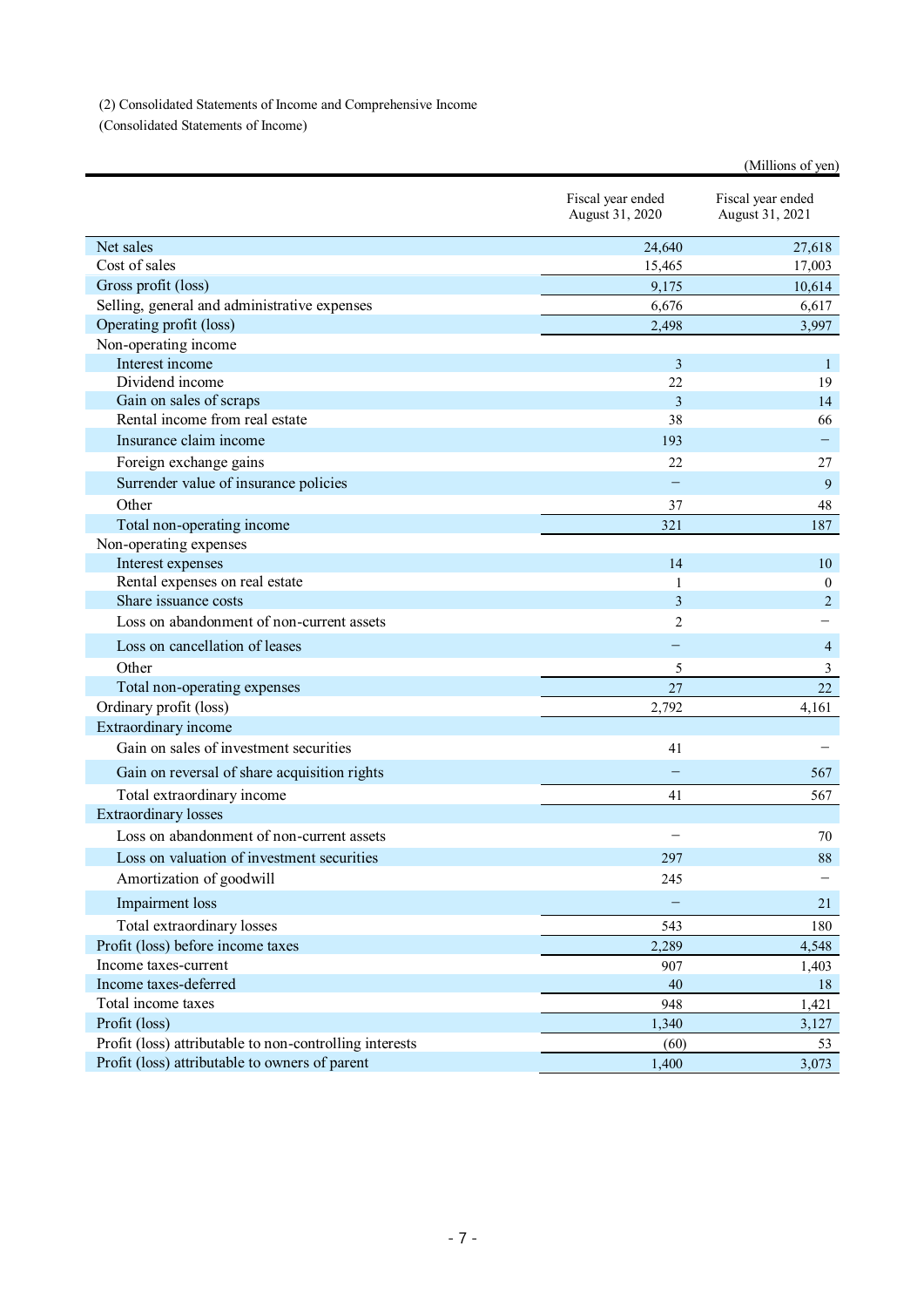(2) Consolidated Statements of Income and Comprehensive Income

(Consolidated Statements of Income)

(Millions of yen)

| | Fiscal year ended August 31, 2020 | Fiscal year ended August 31, 2021 |
|---|---|---|
| Net sales | 24,640 | 27,618 |
| Cost of sales | 15,465 | 17,003 |
| Gross profit (loss) | 9,175 | 10,614 |
| Selling, general and administrative expenses | 6,676 | 6,617 |
| Operating profit (loss) | 2,498 | 3,997 |
| Non-operating income | | |
| Interest income | 3 | 1 |
| Dividend income | 22 | 19 |
| Gain on sales of scraps | 3 | 14 |
| Rental income from real estate | 38 | 66 |
| Insurance claim income | 193 | − |
| Foreign exchange gains | 22 | 27 |
| Surrender value of insurance policies | − | 9 |
| Other | 37 | 48 |
| Total non-operating income | 321 | 187 |
| Non-operating expenses | | |
| Interest expenses | 14 | 10 |
| Rental expenses on real estate | 1 | 0 |
| Share issuance costs | 3 | 2 |
| Loss on abandonment of non-current assets | 2 | − |
| Loss on cancellation of leases | − | 4 |
| Other | 5 | 3 |
| Total non-operating expenses | 27 | 22 |
| Ordinary profit (loss) | 2,792 | 4,161 |
| Extraordinary income | | |
| Gain on sales of investment securities | 41 | − |
| Gain on reversal of share acquisition rights | − | 567 |
| Total extraordinary income | 41 | 567 |
| Extraordinary losses | | |
| Loss on abandonment of non-current assets | − | 70 |
| Loss on valuation of investment securities | 297 | 88 |
| Amortization of goodwill | 245 | − |
| Impairment loss | − | 21 |
| Total extraordinary losses | 543 | 180 |
| Profit (loss) before income taxes | 2,289 | 4,548 |
| Income taxes-current | 907 | 1,403 |
| Income taxes-deferred | 40 | 18 |
| Total income taxes | 948 | 1,421 |
| Profit (loss) | 1,340 | 3,127 |
| Profit (loss) attributable to non-controlling interests | (60) | 53 |
| Profit (loss) attributable to owners of parent | 1,400 | 3,073 |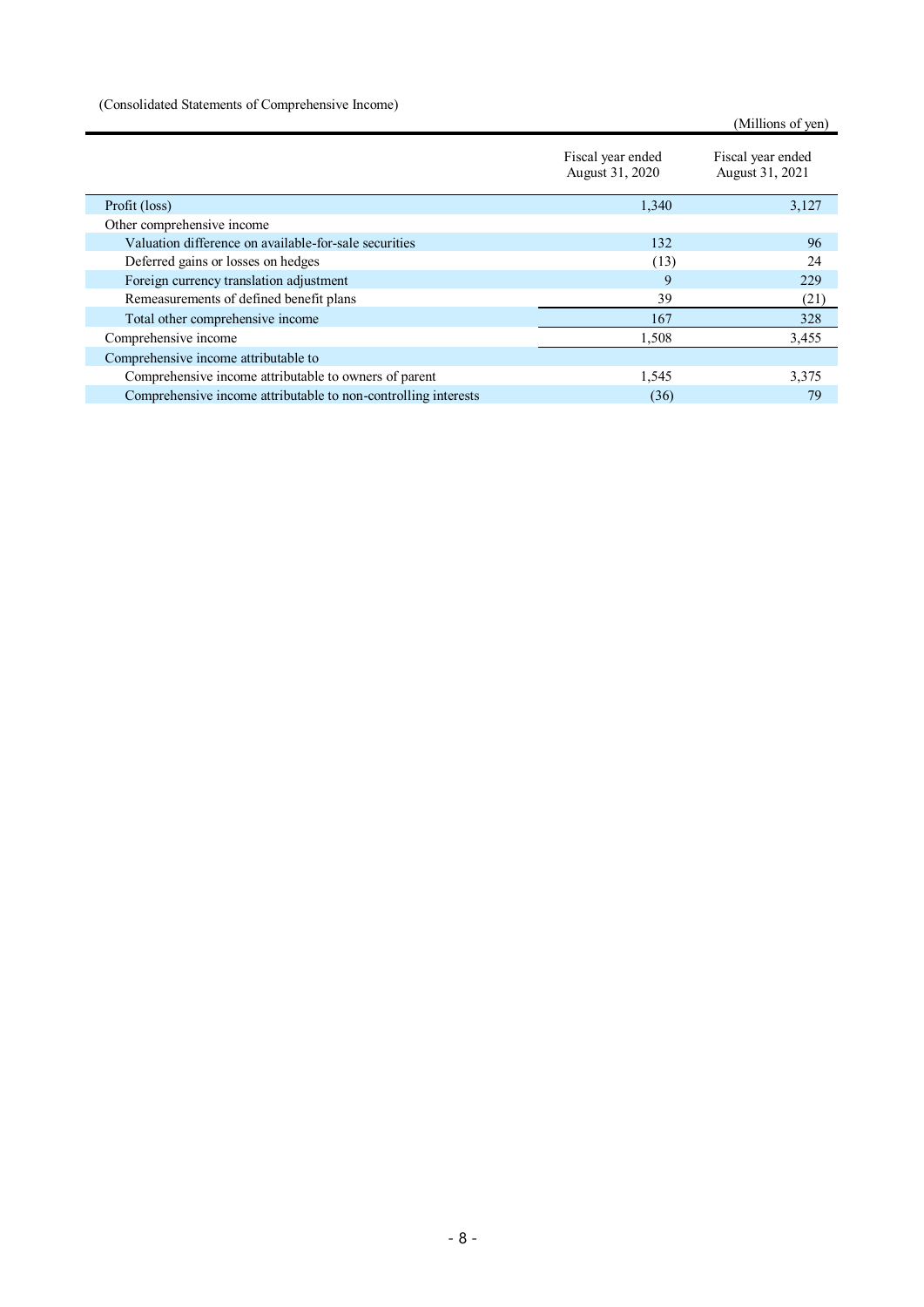(Consolidated Statements of Comprehensive Income)

(Millions of yen)

| | Fiscal year ended August 31, 2020 | Fiscal year ended August 31, 2021 |
|---|---|---|
| Profit (loss) | 1,340 | 3,127 |
| Other comprehensive income | | |
| Valuation difference on available-for-sale securities | 132 | 96 |
| Deferred gains or losses on hedges | (13) | 24 |
| Foreign currency translation adjustment | 9 | 229 |
| Remeasurements of defined benefit plans | 39 | (21) |
| Total other comprehensive income | 167 | 328 |
| Comprehensive income | 1,508 | 3,455 |
| Comprehensive income attributable to | | |
| Comprehensive income attributable to owners of parent | 1,545 | 3,375 |
| Comprehensive income attributable to non-controlling interests | (36) | 79 |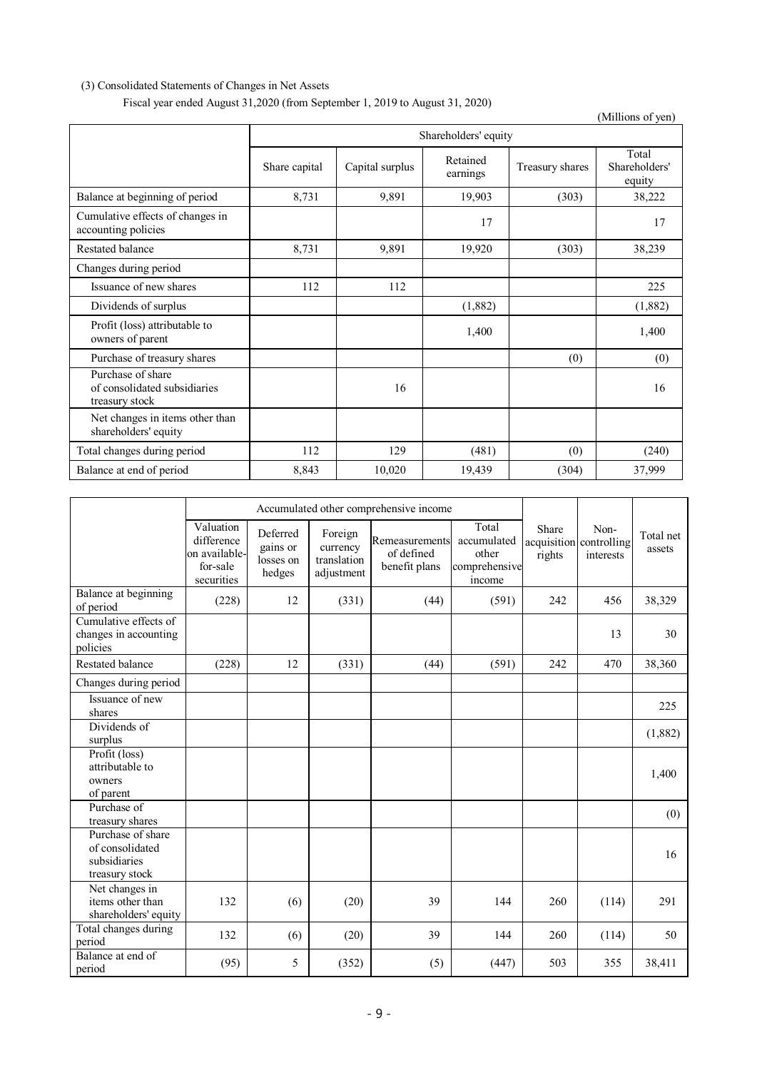(3) Consolidated Statements of Changes in Net Assets

Fiscal year ended August 31,2020 (from September 1, 2019 to August 31, 2020)

(Millions of yen)

| | Shareholders' equity | | | | |
|---|---|---|---|---|---|
| | Share capital | Capital surplus | Retained earnings | Treasury shares | Total Shareholders' equity |
| Balance at beginning of period | 8,731 | 9,891 | 19,903 | (303) | 38,222 |
| Cumulative effects of changes in accounting policies | | | 17 | | 17 |
| Restated balance | 8,731 | 9,891 | 19,920 | (303) | 38,239 |
| Changes during period | | | | | |
| Issuance of new shares | 112 | 112 | | | 225 |
| Dividends of surplus | | | (1,882) | | (1,882) |
| Profit (loss) attributable to owners of parent | | | 1,400 | | 1,400 |
| Purchase of treasury shares | | | | (0) | (0) |
| Purchase of share of consolidated subsidiaries treasury stock | | 16 | | | 16 |
| Net changes in items other than shareholders' equity | | | | | |
| Total changes during period | 112 | 129 | (481) | (0) | (240) |
| Balance at end of period | 8,843 | 10,020 | 19,439 | (304) | 37,999 |

| | Accumulated other comprehensive income | | | | | Share acquisition rights | Non-controlling interests | Total net assets |
|---|---|---|---|---|---|---|---|---|
| | Valuation difference on available-for-sale securities | Deferred gains or losses on hedges | Foreign currency translation adjustment | Remeasurements of defined benefit plans | Total accumulated other comprehensive income | | | |
| Balance at beginning of period | (228) | 12 | (331) | (44) | (591) | 242 | 456 | 38,329 |
| Cumulative effects of changes in accounting policies | | | | | | | 13 | 30 |
| Restated balance | (228) | 12 | (331) | (44) | (591) | 242 | 470 | 38,360 |
| Changes during period | | | | | | | | |
| Issuance of new shares | | | | | | | | 225 |
| Dividends of surplus | | | | | | | | (1,882) |
| Profit (loss) attributable to owners of parent | | | | | | | | 1,400 |
| Purchase of treasury shares | | | | | | | | (0) |
| Purchase of share of consolidated subsidiaries treasury stock | | | | | | | | 16 |
| Net changes in items other than shareholders' equity | 132 | (6) | (20) | 39 | 144 | 260 | (114) | 291 |
| Total changes during period | 132 | (6) | (20) | 39 | 144 | 260 | (114) | 50 |
| Balance at end of period | (95) | 5 | (352) | (5) | (447) | 503 | 355 | 38,411 |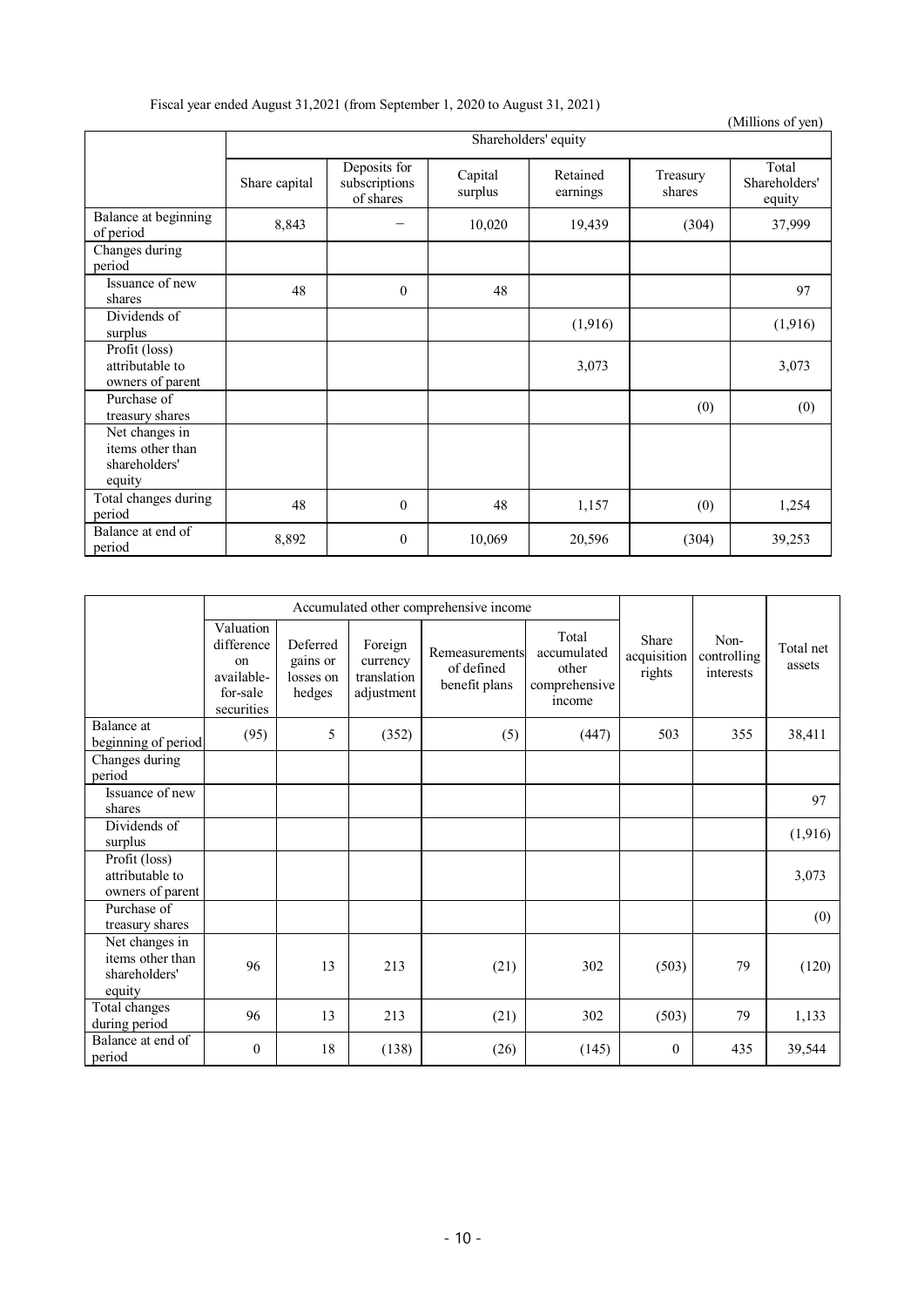Fiscal year ended August 31,2021 (from September 1, 2020 to August 31, 2021)

(Millions of yen)

| | Shareholders' equity | | | | | |
|---|---|---|---|---|---|---|
| | Share capital | Deposits for subscriptions of shares | Capital surplus | Retained earnings | Treasury shares | Total Shareholders' equity |
| Balance at beginning of period | 8,843 | − | 10,020 | 19,439 | (304) | 37,999 |
| Changes during period | | | | | | |
| Issuance of new shares | 48 | 0 | 48 | | | 97 |
| Dividends of surplus | | | | (1,916) | | (1,916) |
| Profit (loss) attributable to owners of parent | | | | 3,073 | | 3,073 |
| Purchase of treasury shares | | | | | (0) | (0) |
| Net changes in items other than shareholders' equity | | | | | | |
| Total changes during period | 48 | 0 | 48 | 1,157 | (0) | 1,254 |
| Balance at end of period | 8,892 | 0 | 10,069 | 20,596 | (304) | 39,253 |

| | Accumulated other comprehensive income | | | | | Share acquisition rights | Non-controlling interests | Total net assets |
|---|---|---|---|---|---|---|---|---|
| | Valuation difference on available-for-sale securities | Deferred gains or losses on hedges | Foreign currency translation adjustment | Remeasurements of defined benefit plans | Total accumulated other comprehensive income | | | |
| Balance at beginning of period | (95) | 5 | (352) | (5) | (447) | 503 | 355 | 38,411 |
| Changes during period | | | | | | | | |
| Issuance of new shares | | | | | | | | 97 |
| Dividends of surplus | | | | | | | | (1,916) |
| Profit (loss) attributable to owners of parent | | | | | | | | 3,073 |
| Purchase of treasury shares | | | | | | | | (0) |
| Net changes in items other than shareholders' equity | 96 | 13 | 213 | (21) | 302 | (503) | 79 | (120) |
| Total changes during period | 96 | 13 | 213 | (21) | 302 | (503) | 79 | 1,133 |
| Balance at end of period | 0 | 18 | (138) | (26) | (145) | 0 | 435 | 39,544 |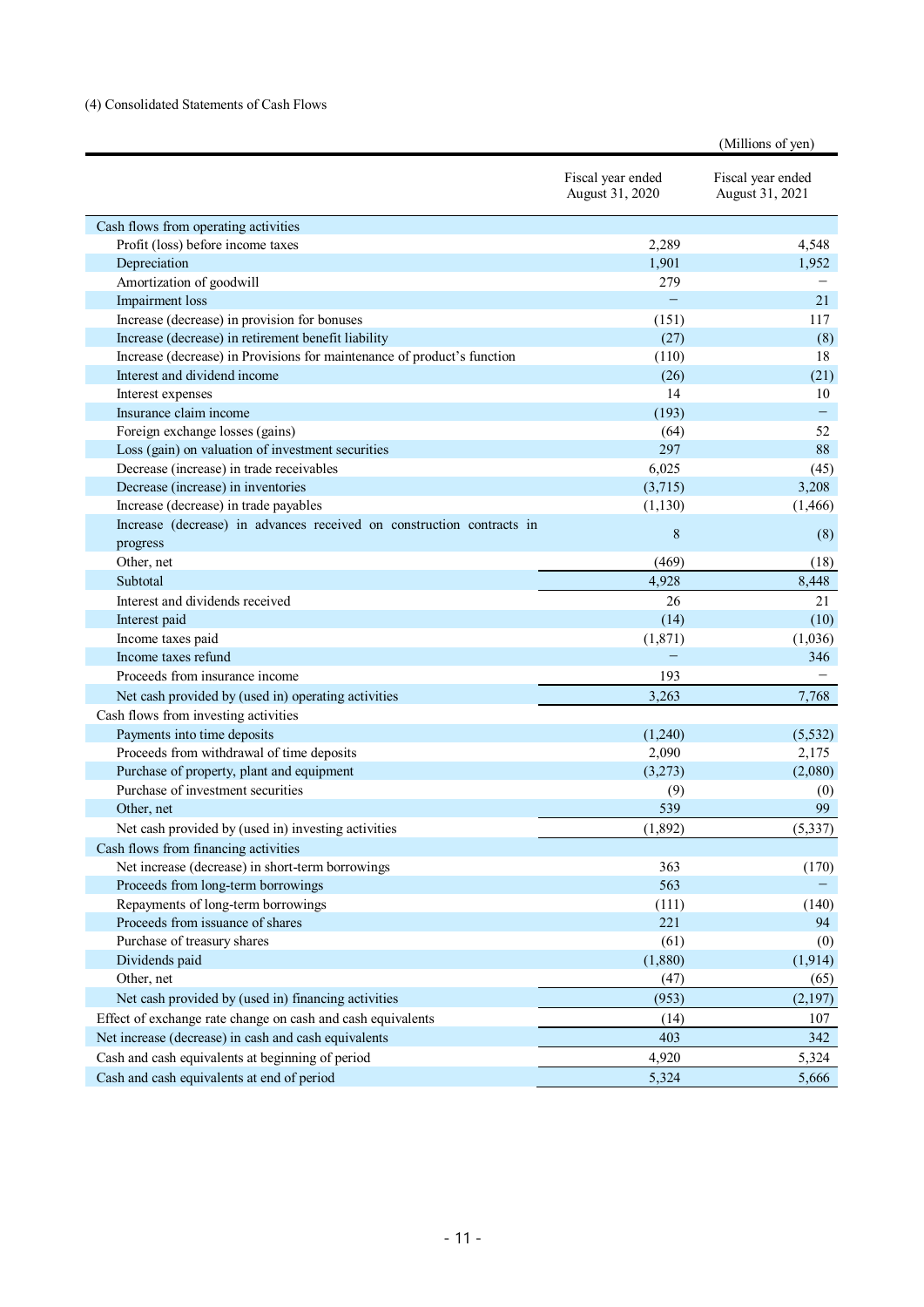(4) Consolidated Statements of Cash Flows

(Millions of yen)

| | Fiscal year ended August 31, 2020 | Fiscal year ended August 31, 2021 |
|---|---|---|
| Cash flows from operating activities | | |
| Profit (loss) before income taxes | 2,289 | 4,548 |
| Depreciation | 1,901 | 1,952 |
| Amortization of goodwill | 279 | − |
| Impairment loss | − | 21 |
| Increase (decrease) in provision for bonuses | (151) | 117 |
| Increase (decrease) in retirement benefit liability | (27) | (8) |
| Increase (decrease) in Provisions for maintenance of product’s function | (110) | 18 |
| Interest and dividend income | (26) | (21) |
| Interest expenses | 14 | 10 |
| Insurance claim income | (193) | − |
| Foreign exchange losses (gains) | (64) | 52 |
| Loss (gain) on valuation of investment securities | 297 | 88 |
| Decrease (increase) in trade receivables | 6,025 | (45) |
| Decrease (increase) in inventories | (3,715) | 3,208 |
| Increase (decrease) in trade payables | (1,130) | (1,466) |
| Increase (decrease) in advances received on construction contracts in progress | 8 | (8) |
| Other, net | (469) | (18) |
| Subtotal | 4,928 | 8,448 |
| Interest and dividends received | 26 | 21 |
| Interest paid | (14) | (10) |
| Income taxes paid | (1,871) | (1,036) |
| Income taxes refund | − | 346 |
| Proceeds from insurance income | 193 | − |
| Net cash provided by (used in) operating activities | 3,263 | 7,768 |
| Cash flows from investing activities | | |
| Payments into time deposits | (1,240) | (5,532) |
| Proceeds from withdrawal of time deposits | 2,090 | 2,175 |
| Purchase of property, plant and equipment | (3,273) | (2,080) |
| Purchase of investment securities | (9) | (0) |
| Other, net | 539 | 99 |
| Net cash provided by (used in) investing activities | (1,892) | (5,337) |
| Cash flows from financing activities | | |
| Net increase (decrease) in short-term borrowings | 363 | (170) |
| Proceeds from long-term borrowings | 563 | − |
| Repayments of long-term borrowings | (111) | (140) |
| Proceeds from issuance of shares | 221 | 94 |
| Purchase of treasury shares | (61) | (0) |
| Dividends paid | (1,880) | (1,914) |
| Other, net | (47) | (65) |
| Net cash provided by (used in) financing activities | (953) | (2,197) |
| Effect of exchange rate change on cash and cash equivalents | (14) | 107 |
| Net increase (decrease) in cash and cash equivalents | 403 | 342 |
| Cash and cash equivalents at beginning of period | 4,920 | 5,324 |
| Cash and cash equivalents at end of period | 5,324 | 5,666 |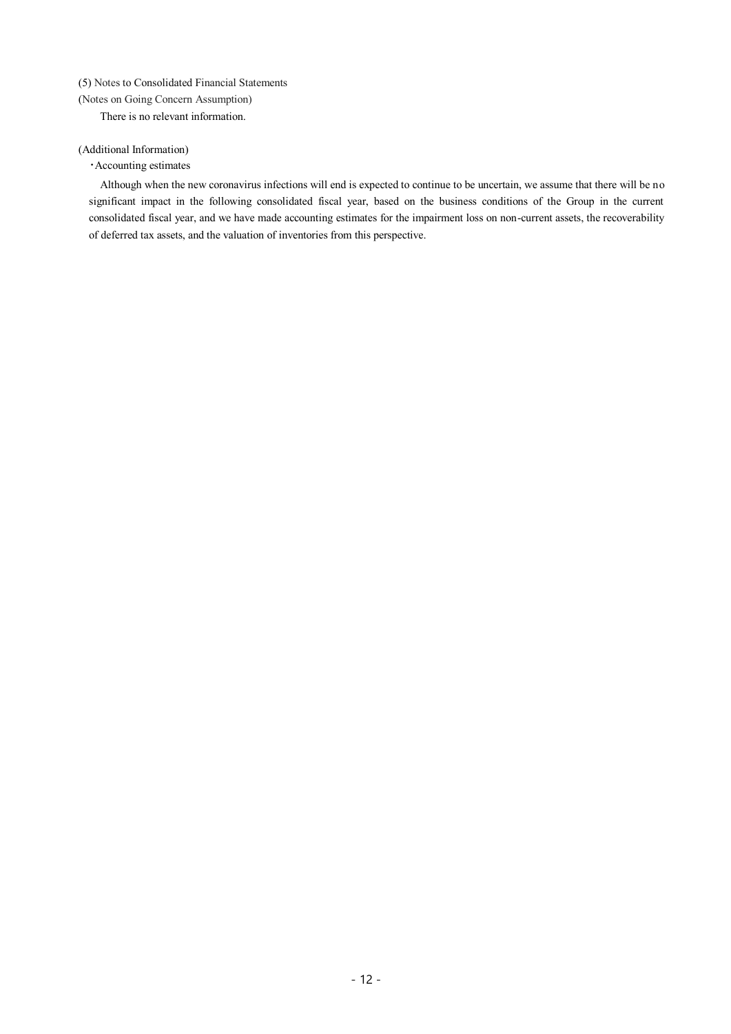(5) Notes to Consolidated Financial Statements

(Notes on Going Concern Assumption)

There is no relevant information.

(Additional Information)

・Accounting estimates

Although when the new coronavirus infections will end is expected to continue to be uncertain, we assume that there will be no significant impact in the following consolidated fiscal year, based on the business conditions of the Group in the current consolidated fiscal year, and we have made accounting estimates for the impairment loss on non-current assets, the recoverability of deferred tax assets, and the valuation of inventories from this perspective.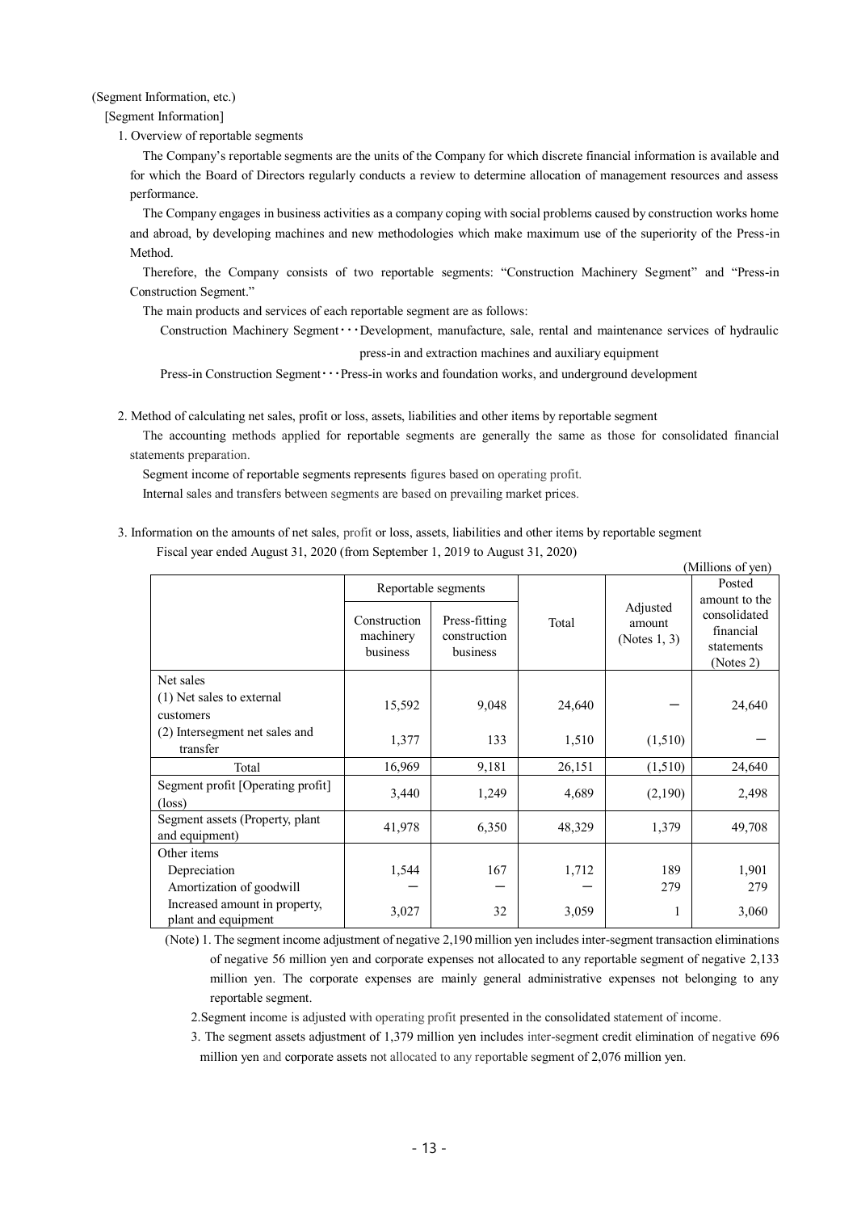(Segment Information, etc.)

[Segment Information]

1. Overview of reportable segments

The Company's reportable segments are the units of the Company for which discrete financial information is available and for which the Board of Directors regularly conducts a review to determine allocation of management resources and assess performance.

The Company engages in business activities as a company coping with social problems caused by construction works home and abroad, by developing machines and new methodologies which make maximum use of the superiority of the Press-in Method.

Therefore, the Company consists of two reportable segments: "Construction Machinery Segment" and "Press-in Construction Segment."

The main products and services of each reportable segment are as follows:

Construction Machinery Segment・・・Development, manufacture, sale, rental and maintenance services of hydraulic press-in and extraction machines and auxiliary equipment

Press-in Construction Segment・・・Press-in works and foundation works, and underground development

2. Method of calculating net sales, profit or loss, assets, liabilities and other items by reportable segment

The accounting methods applied for reportable segments are generally the same as those for consolidated financial statements preparation.

Segment income of reportable segments represents figures based on operating profit.

Internal sales and transfers between segments are based on prevailing market prices.

3. Information on the amounts of net sales, profit or loss, assets, liabilities and other items by reportable segment

Fiscal year ended August 31, 2020 (from September 1, 2019 to August 31, 2020)

(Millions of yen)

| | Reportable segments | | Total | Adjusted amount (Notes 1, 3) | Posted amount to the consolidated financial statements (Notes 2) |
|---|---|---|---|---|---|
| | Construction machinery business | Press-fitting construction business | | | |
| Net sales | | | | | |
| (1) Net sales to external customers | 15,592 | 9,048 | 24,640 | − | 24,640 |
| (2) Intersegment net sales and transfer | 1,377 | 133 | 1,510 | (1,510) | − |
| Total | 16,969 | 9,181 | 26,151 | (1,510) | 24,640 |
| Segment profit [Operating profit] (loss) | 3,440 | 1,249 | 4,689 | (2,190) | 2,498 |
| Segment assets (Property, plant and equipment) | 41,978 | 6,350 | 48,329 | 1,379 | 49,708 |
| Other items | | | | | |
| Depreciation | 1,544 | 167 | 1,712 | 189 | 1,901 |
| Amortization of goodwill | − | − | − | 279 | 279 |
| Increased amount in property, plant and equipment | 3,027 | 32 | 3,059 | 1 | 3,060 |

(Note) 1. The segment income adjustment of negative 2,190 million yen includes inter-segment transaction eliminations of negative 56 million yen and corporate expenses not allocated to any reportable segment of negative 2,133 million yen. The corporate expenses are mainly general administrative expenses not belonging to any reportable segment.

2. Segment income is adjusted with operating profit presented in the consolidated statement of income.

3. The segment assets adjustment of 1,379 million yen includes inter-segment credit elimination of negative 696 million yen and corporate assets not allocated to any reportable segment of 2,076 million yen.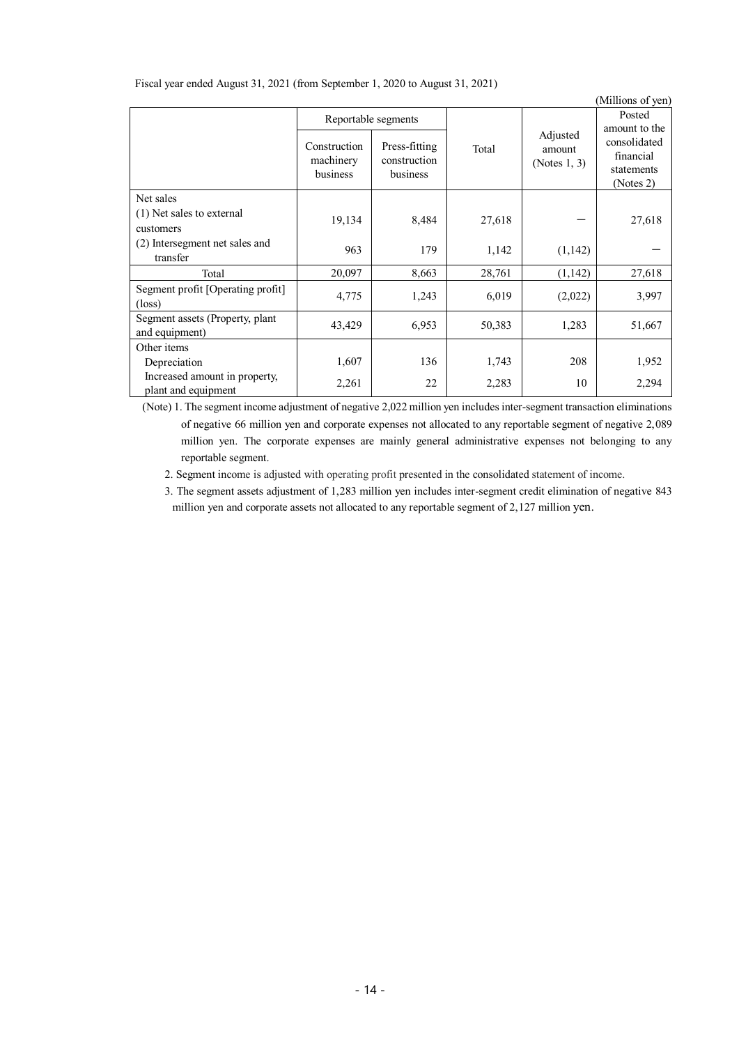Fiscal year ended August 31, 2021 (from September 1, 2020 to August 31, 2021)

(Millions of yen)

| | Reportable segments | | Total | Adjusted amount (Notes 1, 3) | Posted amount to the consolidated financial statements (Notes 2) |
|---|---|---|---|---|---|
| | Construction machinery business | Press-fitting construction business | | | |
| Net sales | | | | | |
| (1) Net sales to external customers | 19,134 | 8,484 | 27,618 | − | 27,618 |
| (2) Intersegment net sales and transfer | 963 | 179 | 1,142 | (1,142) | − |
| Total | 20,097 | 8,663 | 28,761 | (1,142) | 27,618 |
| Segment profit [Operating profit] (loss) | 4,775 | 1,243 | 6,019 | (2,022) | 3,997 |
| Segment assets (Property, plant and equipment) | 43,429 | 6,953 | 50,383 | 1,283 | 51,667 |
| Other items | | | | | |
| Depreciation | 1,607 | 136 | 1,743 | 208 | 1,952 |
| Increased amount in property, plant and equipment | 2,261 | 22 | 2,283 | 10 | 2,294 |

(Note) 1. The segment income adjustment of negative 2,022 million yen includes inter-segment transaction eliminations of negative 66 million yen and corporate expenses not allocated to any reportable segment of negative 2,089 million yen. The corporate expenses are mainly general administrative expenses not belonging to any reportable segment.

2. Segment income is adjusted with operating profit presented in the consolidated statement of income.

3. The segment assets adjustment of 1,283 million yen includes inter-segment credit elimination of negative 843 million yen and corporate assets not allocated to any reportable segment of 2,127 million yen.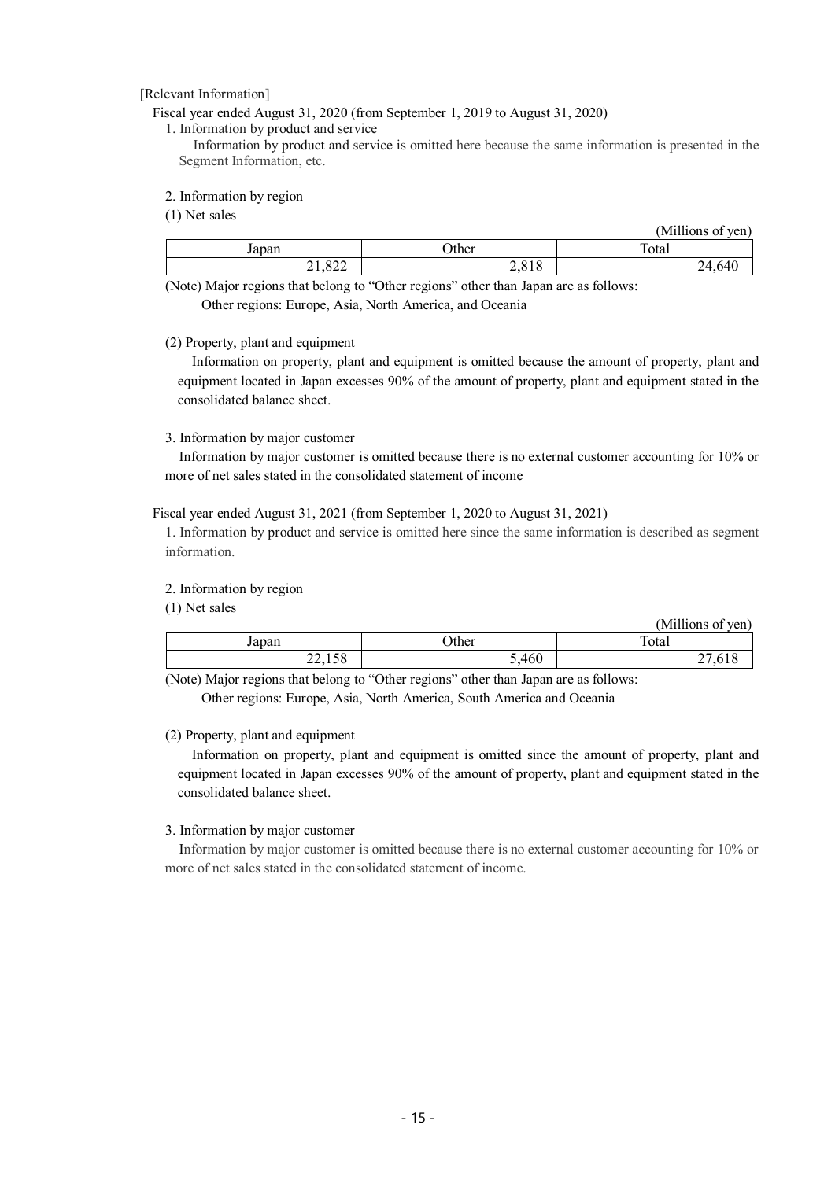[Relevant Information]

Fiscal year ended August 31, 2020 (from September 1, 2019 to August 31, 2020)

1. Information by product and service

Information by product and service is omitted here because the same information is presented in the Segment Information, etc.

2. Information by region

(1) Net sales

(Millions of yen)

| Japan | Other | Total |
|---|---|---|
| 21,822 | 2,818 | 24,640 |

(Note) Major regions that belong to "Other regions" other than Japan are as follows:

Other regions: Europe, Asia, North America, and Oceania

(2) Property, plant and equipment

Information on property, plant and equipment is omitted because the amount of property, plant and equipment located in Japan excesses 90% of the amount of property, plant and equipment stated in the consolidated balance sheet.

3. Information by major customer

Information by major customer is omitted because there is no external customer accounting for 10% or more of net sales stated in the consolidated statement of income

Fiscal year ended August 31, 2021 (from September 1, 2020 to August 31, 2021)

1. Information by product and service is omitted here since the same information is described as segment information.

2. Information by region

(1) Net sales

(Millions of yen)

| Japan | Other | Total |
|---|---|---|
| 22,158 | 5,460 | 27,618 |

(Note) Major regions that belong to "Other regions" other than Japan are as follows:

Other regions: Europe, Asia, North America, South America and Oceania

(2) Property, plant and equipment

Information on property, plant and equipment is omitted since the amount of property, plant and equipment located in Japan excesses 90% of the amount of property, plant and equipment stated in the consolidated balance sheet.

3. Information by major customer

Information by major customer is omitted because there is no external customer accounting for 10% or more of net sales stated in the consolidated statement of income.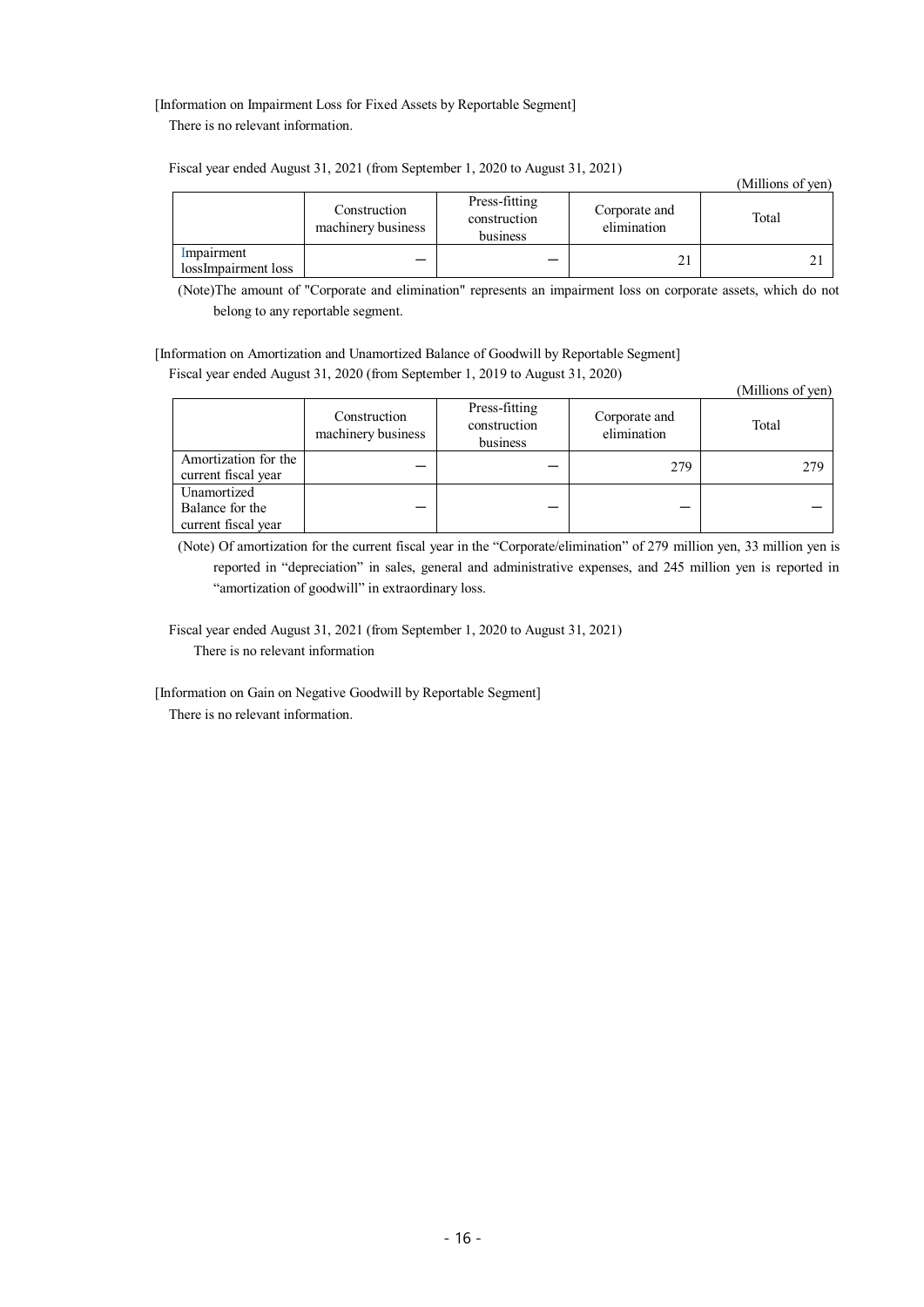[Information on Impairment Loss for Fixed Assets by Reportable Segment]

There is no relevant information.

Fiscal year ended August 31, 2021 (from September 1, 2020 to August 31, 2021)

(Millions of yen)

| | Construction machinery business | Press-fitting construction business | Corporate and elimination | Total |
|---|---|---|---|---|
| Impairment lossImpairment loss | — | — | 21 | 21 |

(Note)The amount of "Corporate and elimination" represents an impairment loss on corporate assets, which do not belong to any reportable segment.

[Information on Amortization and Unamortized Balance of Goodwill by Reportable Segment]

Fiscal year ended August 31, 2020 (from September 1, 2019 to August 31, 2020)

(Millions of yen)

| | Construction machinery business | Press-fitting construction business | Corporate and elimination | Total |
|---|---|---|---|---|
| Amortization for the current fiscal year | — | — | 279 | 279 |
| Unamortized Balance for the current fiscal year | — | — | — | — |

(Note) Of amortization for the current fiscal year in the "Corporate/elimination" of 279 million yen, 33 million yen is reported in "depreciation" in sales, general and administrative expenses, and 245 million yen is reported in "amortization of goodwill" in extraordinary loss.

Fiscal year ended August 31, 2021 (from September 1, 2020 to August 31, 2021)

There is no relevant information

[Information on Gain on Negative Goodwill by Reportable Segment]

There is no relevant information.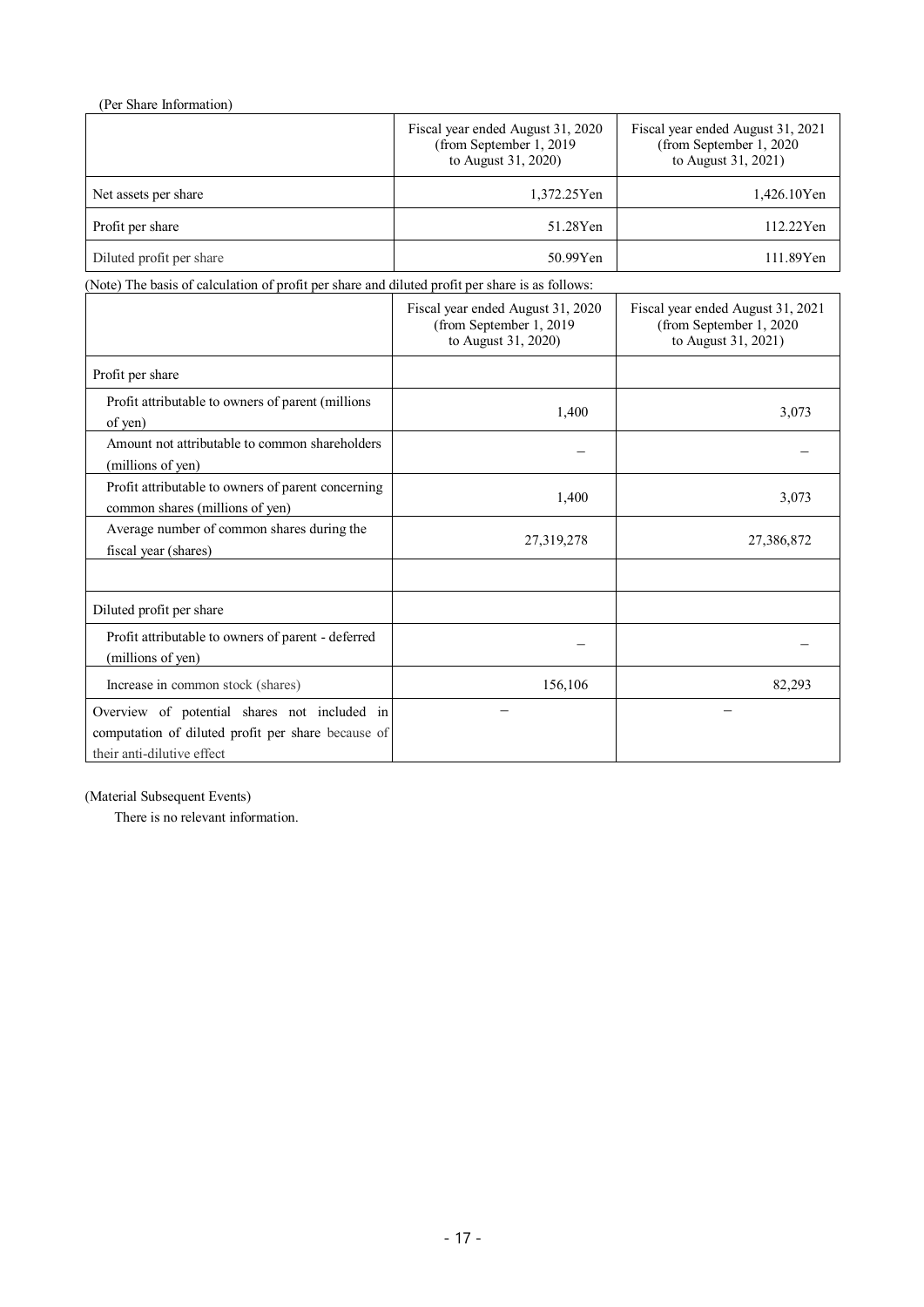(Per Share Information)

| | Fiscal year ended August 31, 2020 (from September 1, 2019 to August 31, 2020) | Fiscal year ended August 31, 2021 (from September 1, 2020 to August 31, 2021) |
|---|---|---|
| Net assets per share | 1,372.25Yen | 1,426.10Yen |
| Profit per share | 51.28Yen | 112.22Yen |
| Diluted profit per share | 50.99Yen | 111.89Yen |

(Note) The basis of calculation of profit per share and diluted profit per share is as follows:

| | Fiscal year ended August 31, 2020 (from September 1, 2019 to August 31, 2020) | Fiscal year ended August 31, 2021 (from September 1, 2020 to August 31, 2021) |
|---|---|---|
| Profit per share | | |
| Profit attributable to owners of parent (millions of yen) | 1,400 | 3,073 |
| Amount not attributable to common shareholders (millions of yen) | – | – |
| Profit attributable to owners of parent concerning common shares (millions of yen) | 1,400 | 3,073 |
| Average number of common shares during the fiscal year (shares) | 27,319,278 | 27,386,872 |
| | | |
| Diluted profit per share | | |
| Profit attributable to owners of parent - deferred (millions of yen) | – | – |
| Increase in common stock (shares) | 156,106 | 82,293 |
| Overview of potential shares not included in computation of diluted profit per share because of their anti-dilutive effect | – | – |

(Material Subsequent Events)

There is no relevant information.